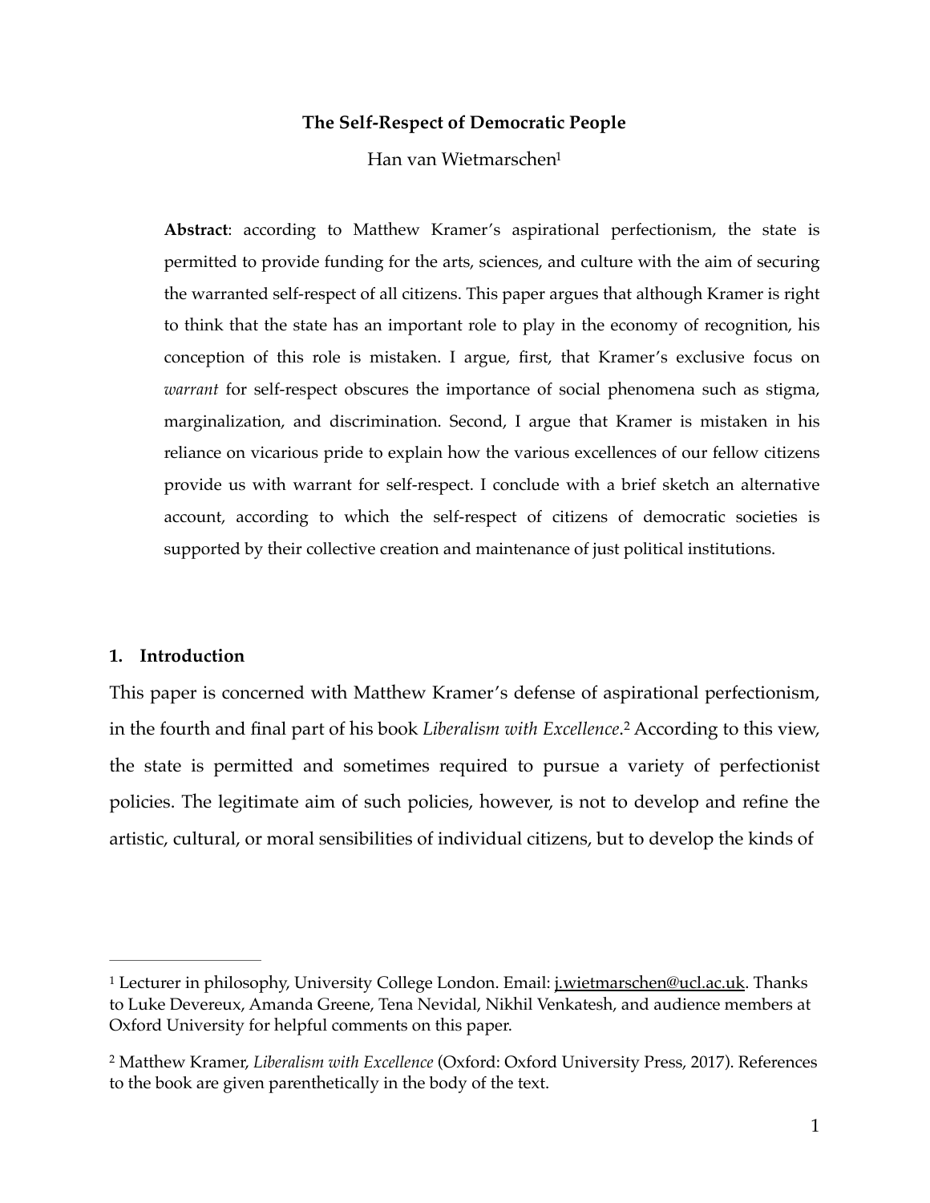**The Self-Respect of Democratic People**

Han van Wietmarschen[1]

**Abstract**: according to Matthew Kramer's aspirational perfectionism, the state is permitted to provide funding for the arts, sciences, and culture with the aim of securing the warranted self-respect of all citizens. This paper argues that although Kramer is right to think that the state has an important role to play in the economy of recognition, his conception of this role is mistaken. I argue, first, that Kramer's exclusive focus on *warrant* for self-respect obscures the importance of social phenomena such as stigma, marginalization, and discrimination. Second, I argue that Kramer is mistaken in his reliance on vicarious pride to explain how the various excellences of our fellow citizens provide us with warrant for self-respect. I conclude with a brief sketch an alternative account, according to which the self-respect of citizens of democratic societies is supported by their collective creation and maintenance of just political institutions.

## 1. Introduction

This paper is concerned with Matthew Kramer's defense of aspirational perfectionism, in the fourth and final part of his book *Liberalism with Excellence*.[2] According to this view, the state is permitted and sometimes required to pursue a variety of perfectionist policies. The legitimate aim of such policies, however, is not to develop and refine the artistic, cultural, or moral sensibilities of individual citizens, but to develop the kinds of

---

[1] Lecturer in philosophy, University College London. Email: j.wietmarschen@ucl.ac.uk. Thanks to Luke Devereux, Amanda Greene, Tena Nevidal, Nikhil Venkatesh, and audience members at Oxford University for helpful comments on this paper.

[2] Matthew Kramer, *Liberalism with Excellence* (Oxford: Oxford University Press, 2017). References to the book are given parenthetically in the body of the text.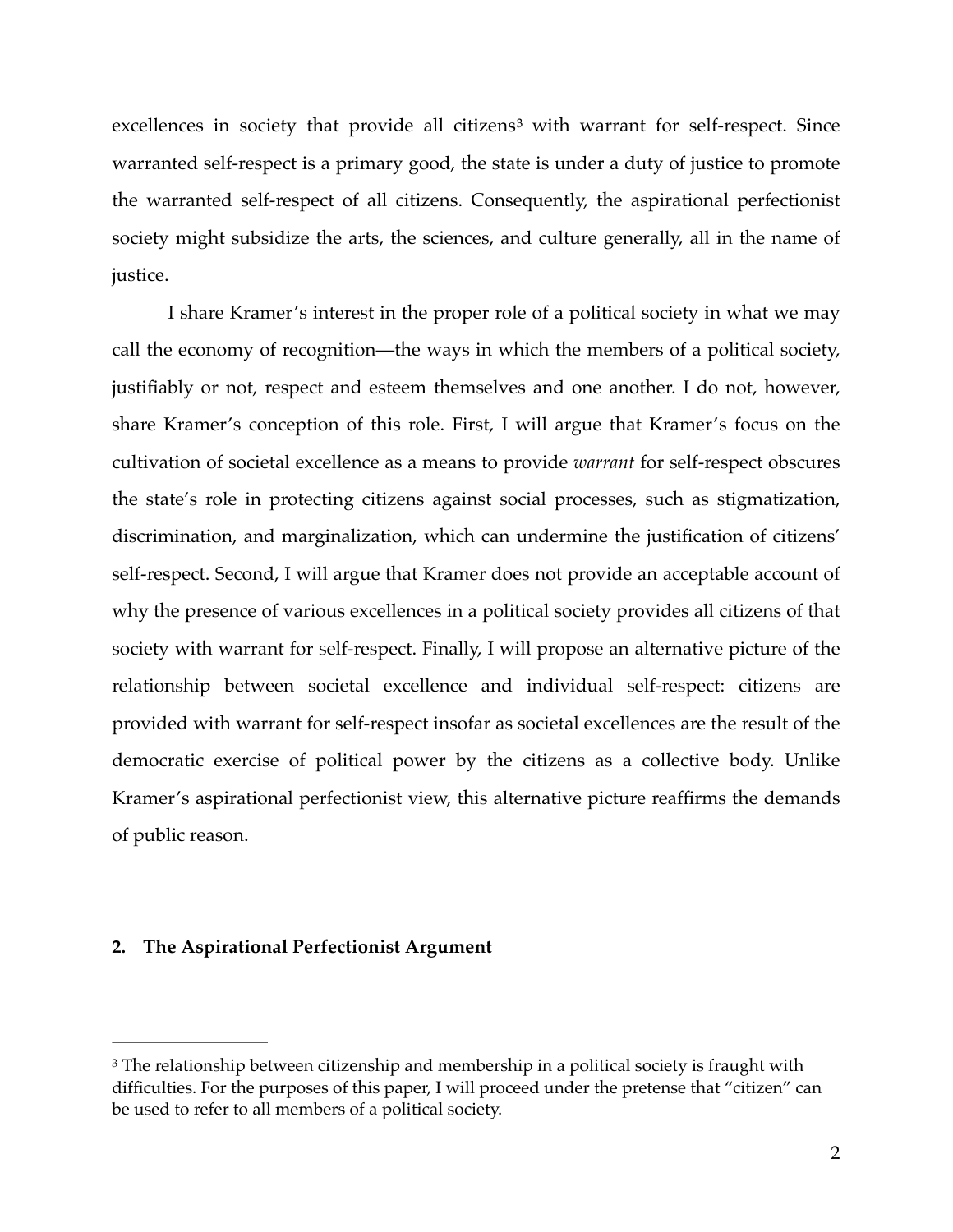excellences in society that provide all citizens[3] with warrant for self-respect. Since warranted self-respect is a primary good, the state is under a duty of justice to promote the warranted self-respect of all citizens. Consequently, the aspirational perfectionist society might subsidize the arts, the sciences, and culture generally, all in the name of justice.

I share Kramer's interest in the proper role of a political society in what we may call the economy of recognition—the ways in which the members of a political society, justifiably or not, respect and esteem themselves and one another. I do not, however, share Kramer's conception of this role. First, I will argue that Kramer's focus on the cultivation of societal excellence as a means to provide *warrant* for self-respect obscures the state's role in protecting citizens against social processes, such as stigmatization, discrimination, and marginalization, which can undermine the justification of citizens' self-respect. Second, I will argue that Kramer does not provide an acceptable account of why the presence of various excellences in a political society provides all citizens of that society with warrant for self-respect. Finally, I will propose an alternative picture of the relationship between societal excellence and individual self-respect: citizens are provided with warrant for self-respect insofar as societal excellences are the result of the democratic exercise of political power by the citizens as a collective body. Unlike Kramer's aspirational perfectionist view, this alternative picture reaffirms the demands of public reason.

## 2. The Aspirational Perfectionist Argument

---

[3] The relationship between citizenship and membership in a political society is fraught with difficulties. For the purposes of this paper, I will proceed under the pretense that "citizen" can be used to refer to all members of a political society.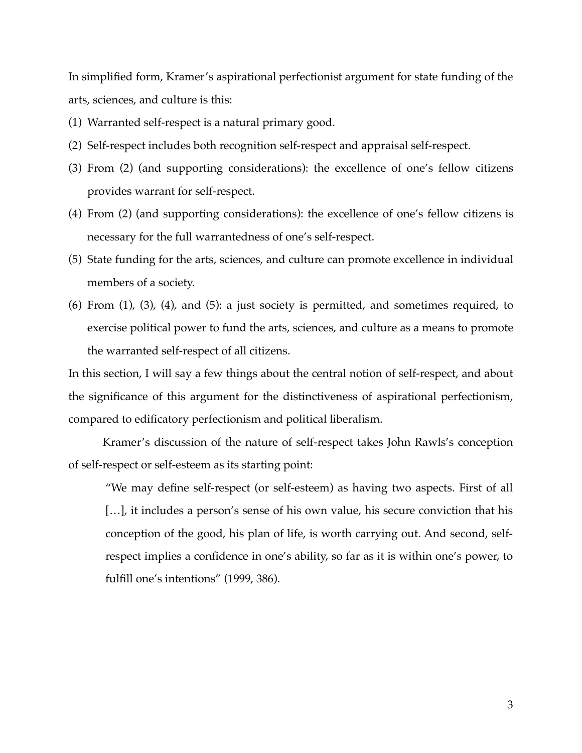In simplified form, Kramer's aspirational perfectionist argument for state funding of the arts, sciences, and culture is this:

(1) Warranted self-respect is a natural primary good.

(2) Self-respect includes both recognition self-respect and appraisal self-respect.

(3) From (2) (and supporting considerations): the excellence of one's fellow citizens provides warrant for self-respect.

(4) From (2) (and supporting considerations): the excellence of one's fellow citizens is necessary for the full warrantedness of one's self-respect.

(5) State funding for the arts, sciences, and culture can promote excellence in individual members of a society.

(6) From (1), (3), (4), and (5): a just society is permitted, and sometimes required, to exercise political power to fund the arts, sciences, and culture as a means to promote the warranted self-respect of all citizens.

In this section, I will say a few things about the central notion of self-respect, and about the significance of this argument for the distinctiveness of aspirational perfectionism, compared to edificatory perfectionism and political liberalism.

Kramer's discussion of the nature of self-respect takes John Rawls's conception of self-respect or self-esteem as its starting point:

> "We may define self-respect (or self-esteem) as having two aspects. First of all […], it includes a person's sense of his own value, his secure conviction that his conception of the good, his plan of life, is worth carrying out. And second, self-respect implies a confidence in one's ability, so far as it is within one's power, to fulfill one's intentions" (1999, 386).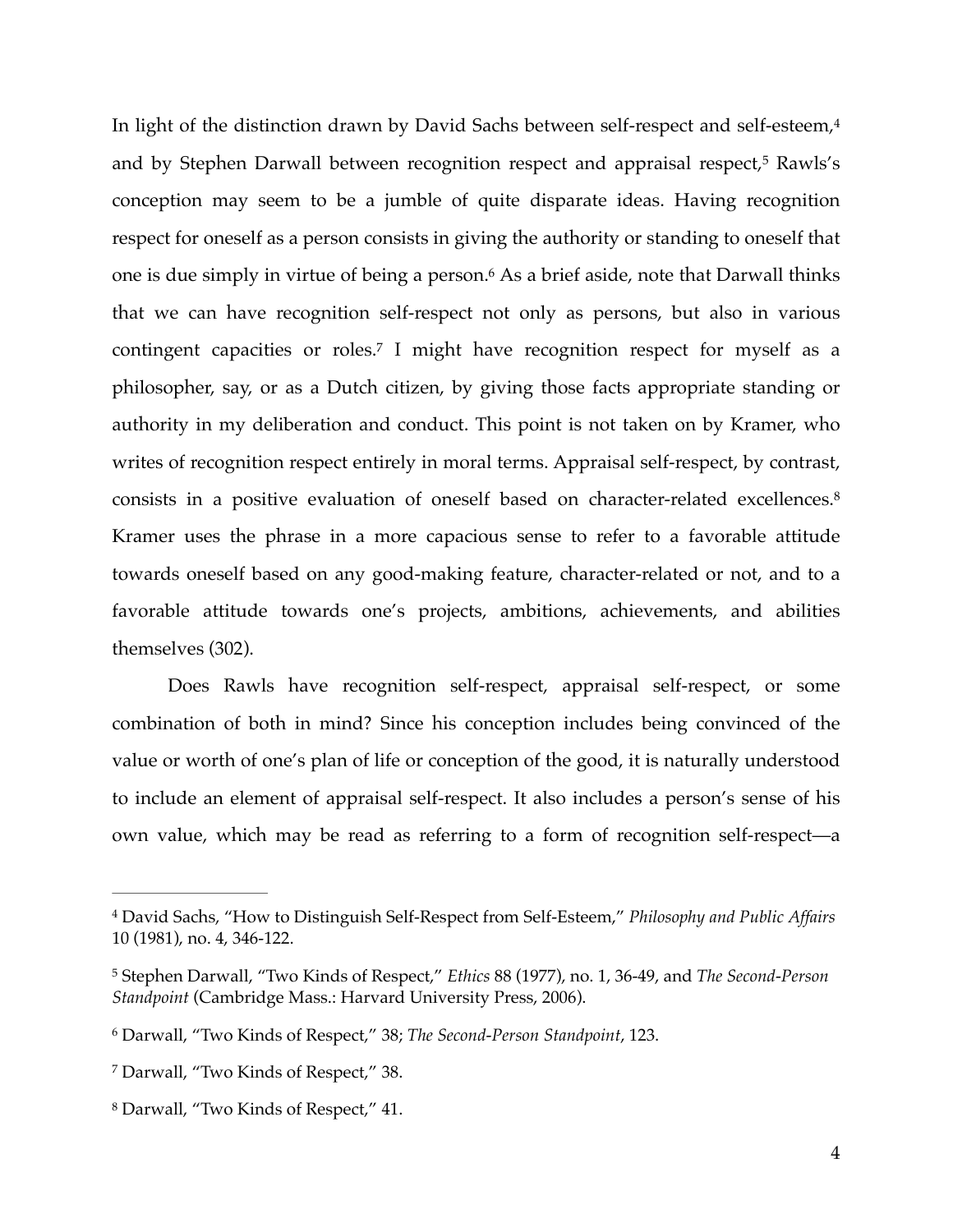In light of the distinction drawn by David Sachs between self-respect and self-esteem,[4] and by Stephen Darwall between recognition respect and appraisal respect,[5] Rawls's conception may seem to be a jumble of quite disparate ideas. Having recognition respect for oneself as a person consists in giving the authority or standing to oneself that one is due simply in virtue of being a person.[6] As a brief aside, note that Darwall thinks that we can have recognition self-respect not only as persons, but also in various contingent capacities or roles.[7] I might have recognition respect for myself as a philosopher, say, or as a Dutch citizen, by giving those facts appropriate standing or authority in my deliberation and conduct. This point is not taken on by Kramer, who writes of recognition respect entirely in moral terms. Appraisal self-respect, by contrast, consists in a positive evaluation of oneself based on character-related excellences.[8] Kramer uses the phrase in a more capacious sense to refer to a favorable attitude towards oneself based on any good-making feature, character-related or not, and to a favorable attitude towards one's projects, ambitions, achievements, and abilities themselves (302).

Does Rawls have recognition self-respect, appraisal self-respect, or some combination of both in mind? Since his conception includes being convinced of the value or worth of one's plan of life or conception of the good, it is naturally understood to include an element of appraisal self-respect. It also includes a person's sense of his own value, which may be read as referring to a form of recognition self-respect—a

---

[4] David Sachs, "How to Distinguish Self-Respect from Self-Esteem," *Philosophy and Public Affairs* 10 (1981), no. 4, 346-122.

[5] Stephen Darwall, "Two Kinds of Respect," *Ethics* 88 (1977), no. 1, 36-49, and *The Second-Person Standpoint* (Cambridge Mass.: Harvard University Press, 2006).

[6] Darwall, "Two Kinds of Respect," 38; *The Second-Person Standpoint*, 123.

[7] Darwall, "Two Kinds of Respect," 38.

[8] Darwall, "Two Kinds of Respect," 41.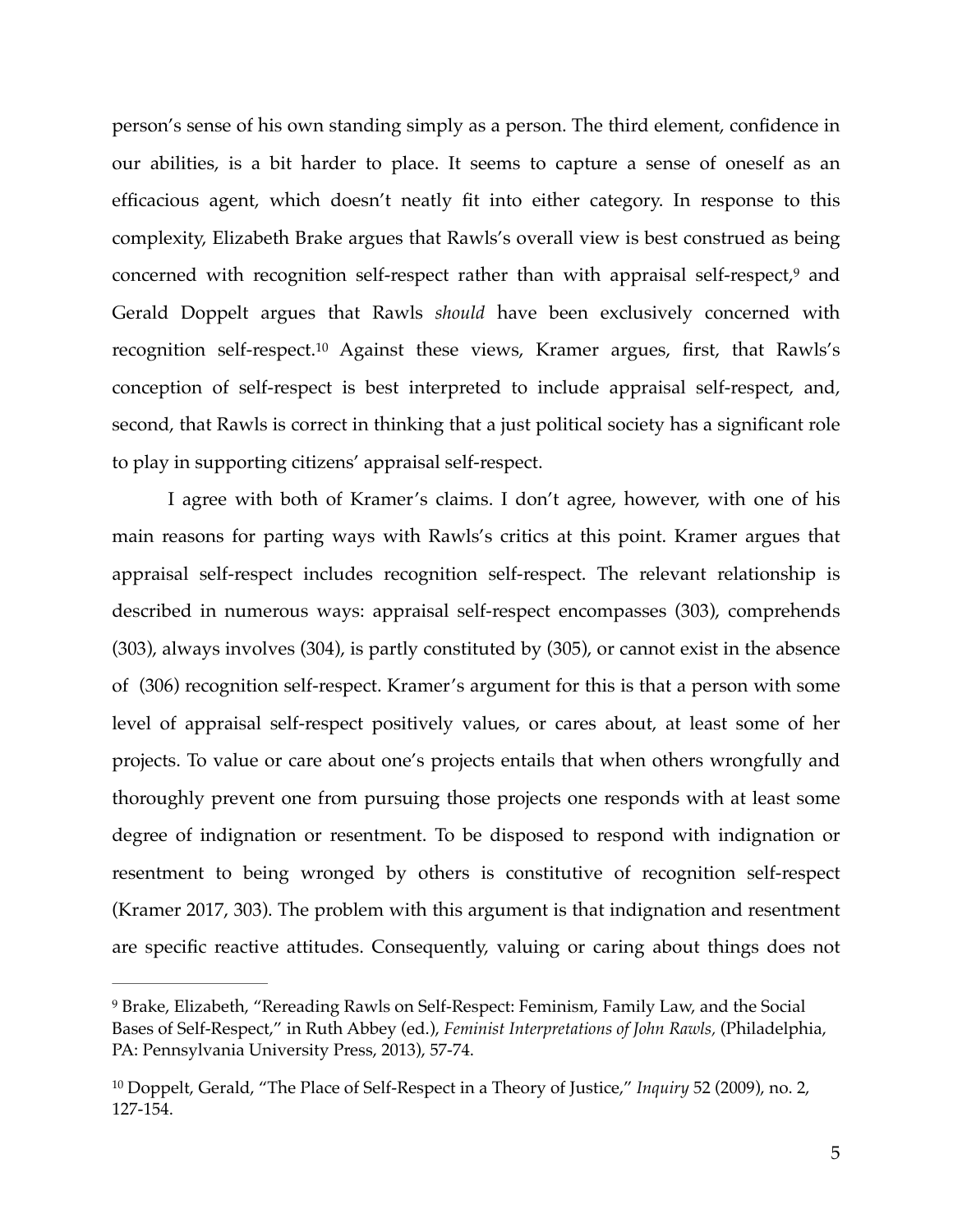person's sense of his own standing simply as a person. The third element, confidence in our abilities, is a bit harder to place. It seems to capture a sense of oneself as an efficacious agent, which doesn't neatly fit into either category. In response to this complexity, Elizabeth Brake argues that Rawls's overall view is best construed as being concerned with recognition self-respect rather than with appraisal self-respect,[9] and Gerald Doppelt argues that Rawls *should* have been exclusively concerned with recognition self-respect.[10] Against these views, Kramer argues, first, that Rawls's conception of self-respect is best interpreted to include appraisal self-respect, and, second, that Rawls is correct in thinking that a just political society has a significant role to play in supporting citizens' appraisal self-respect.

I agree with both of Kramer's claims. I don't agree, however, with one of his main reasons for parting ways with Rawls's critics at this point. Kramer argues that appraisal self-respect includes recognition self-respect. The relevant relationship is described in numerous ways: appraisal self-respect encompasses (303), comprehends (303), always involves (304), is partly constituted by (305), or cannot exist in the absence of (306) recognition self-respect. Kramer's argument for this is that a person with some level of appraisal self-respect positively values, or cares about, at least some of her projects. To value or care about one's projects entails that when others wrongfully and thoroughly prevent one from pursuing those projects one responds with at least some degree of indignation or resentment. To be disposed to respond with indignation or resentment to being wronged by others is constitutive of recognition self-respect (Kramer 2017, 303). The problem with this argument is that indignation and resentment are specific reactive attitudes. Consequently, valuing or caring about things does not

[9] Brake, Elizabeth, "Rereading Rawls on Self-Respect: Feminism, Family Law, and the Social Bases of Self-Respect," in Ruth Abbey (ed.), *Feminist Interpretations of John Rawls,* (Philadelphia, PA: Pennsylvania University Press, 2013), 57-74.

[10] Doppelt, Gerald, "The Place of Self-Respect in a Theory of Justice," *Inquiry* 52 (2009), no. 2, 127-154.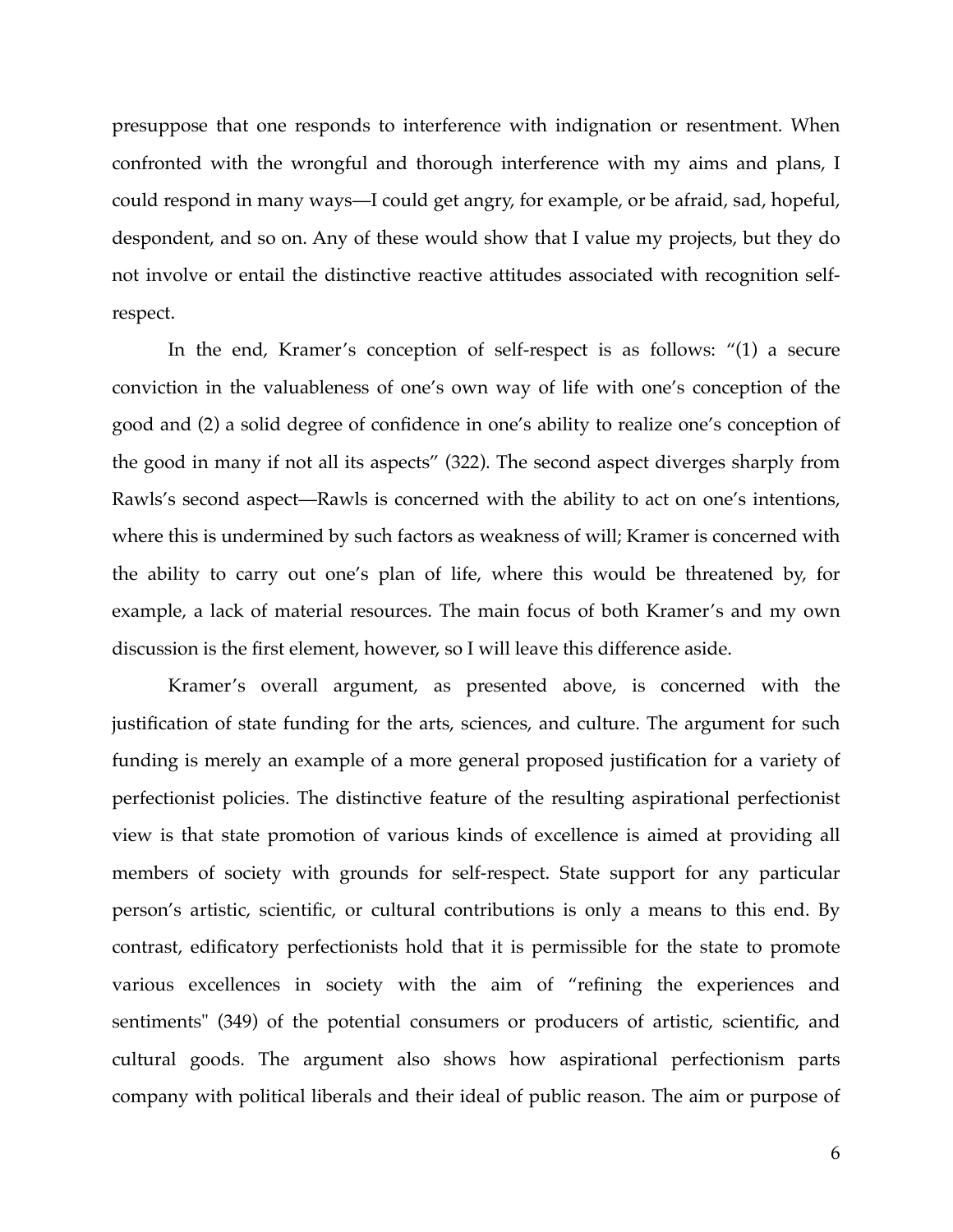presuppose that one responds to interference with indignation or resentment. When confronted with the wrongful and thorough interference with my aims and plans, I could respond in many ways—I could get angry, for example, or be afraid, sad, hopeful, despondent, and so on. Any of these would show that I value my projects, but they do not involve or entail the distinctive reactive attitudes associated with recognition self-respect.

In the end, Kramer's conception of self-respect is as follows: "(1) a secure conviction in the valuableness of one's own way of life with one's conception of the good and (2) a solid degree of confidence in one's ability to realize one's conception of the good in many if not all its aspects" (322). The second aspect diverges sharply from Rawls's second aspect—Rawls is concerned with the ability to act on one's intentions, where this is undermined by such factors as weakness of will; Kramer is concerned with the ability to carry out one's plan of life, where this would be threatened by, for example, a lack of material resources. The main focus of both Kramer's and my own discussion is the first element, however, so I will leave this difference aside.

Kramer's overall argument, as presented above, is concerned with the justification of state funding for the arts, sciences, and culture. The argument for such funding is merely an example of a more general proposed justification for a variety of perfectionist policies. The distinctive feature of the resulting aspirational perfectionist view is that state promotion of various kinds of excellence is aimed at providing all members of society with grounds for self-respect. State support for any particular person's artistic, scientific, or cultural contributions is only a means to this end. By contrast, edificatory perfectionists hold that it is permissible for the state to promote various excellences in society with the aim of "refining the experiences and sentiments" (349) of the potential consumers or producers of artistic, scientific, and cultural goods. The argument also shows how aspirational perfectionism parts company with political liberals and their ideal of public reason. The aim or purpose of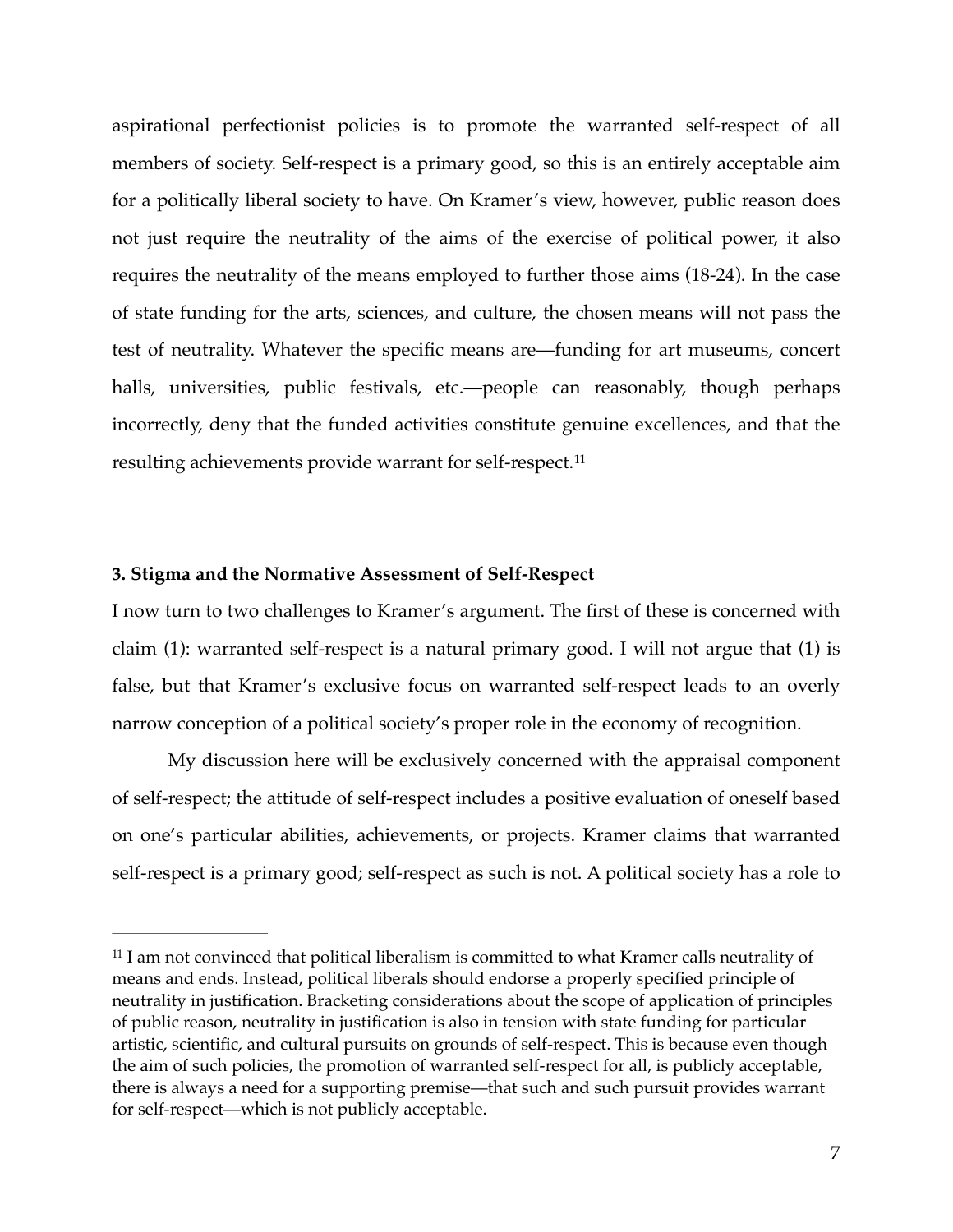aspirational perfectionist policies is to promote the warranted self-respect of all members of society. Self-respect is a primary good, so this is an entirely acceptable aim for a politically liberal society to have. On Kramer's view, however, public reason does not just require the neutrality of the aims of the exercise of political power, it also requires the neutrality of the means employed to further those aims (18-24). In the case of state funding for the arts, sciences, and culture, the chosen means will not pass the test of neutrality. Whatever the specific means are—funding for art museums, concert halls, universities, public festivals, etc.—people can reasonably, though perhaps incorrectly, deny that the funded activities constitute genuine excellences, and that the resulting achievements provide warrant for self-respect.[11]

### 3. Stigma and the Normative Assessment of Self-Respect

I now turn to two challenges to Kramer's argument. The first of these is concerned with claim (1): warranted self-respect is a natural primary good. I will not argue that (1) is false, but that Kramer's exclusive focus on warranted self-respect leads to an overly narrow conception of a political society's proper role in the economy of recognition.

My discussion here will be exclusively concerned with the appraisal component of self-respect; the attitude of self-respect includes a positive evaluation of oneself based on one's particular abilities, achievements, or projects. Kramer claims that warranted self-respect is a primary good; self-respect as such is not. A political society has a role to

---

[11] I am not convinced that political liberalism is committed to what Kramer calls neutrality of means and ends. Instead, political liberals should endorse a properly specified principle of neutrality in justification. Bracketing considerations about the scope of application of principles of public reason, neutrality in justification is also in tension with state funding for particular artistic, scientific, and cultural pursuits on grounds of self-respect. This is because even though the aim of such policies, the promotion of warranted self-respect for all, is publicly acceptable, there is always a need for a supporting premise—that such and such pursuit provides warrant for self-respect—which is not publicly acceptable.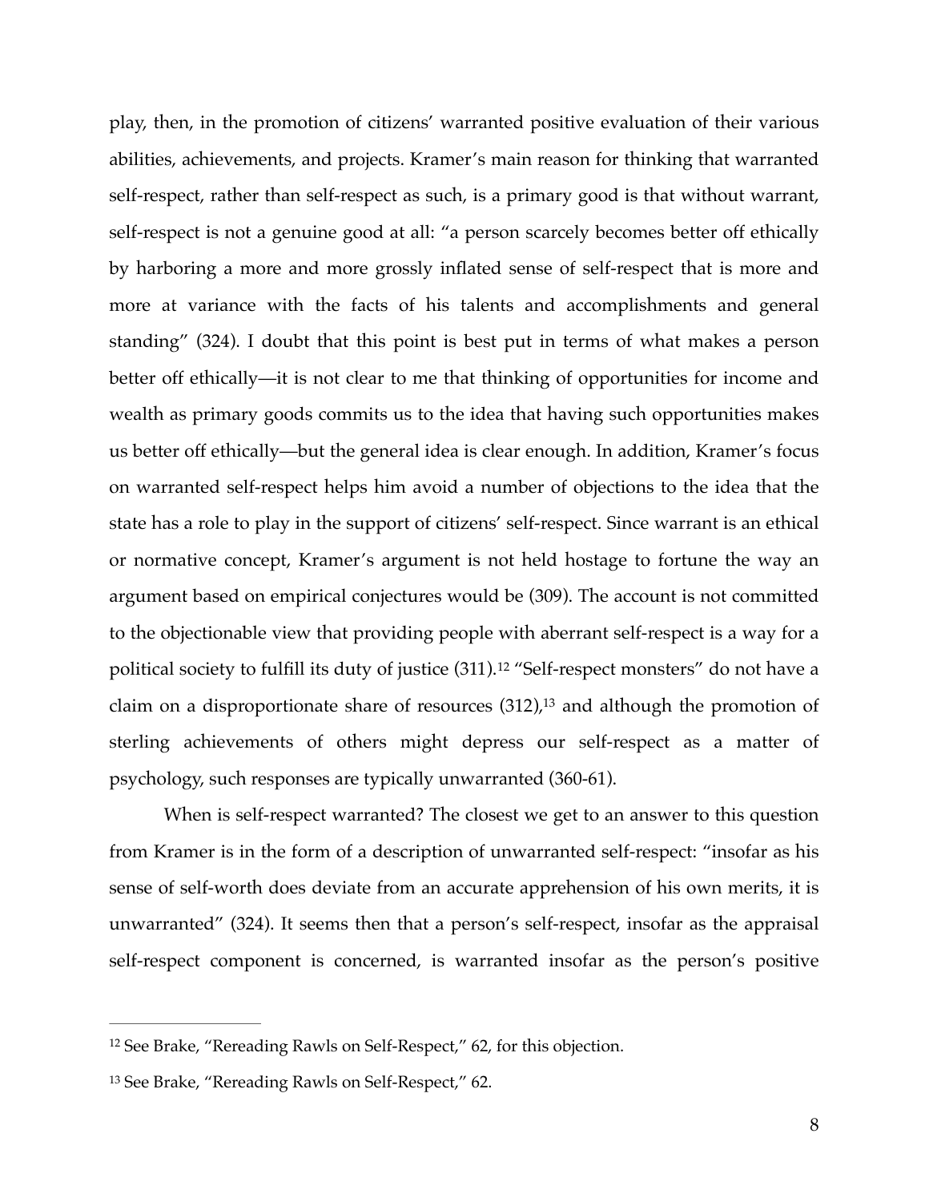play, then, in the promotion of citizens' warranted positive evaluation of their various abilities, achievements, and projects. Kramer's main reason for thinking that warranted self-respect, rather than self-respect as such, is a primary good is that without warrant, self-respect is not a genuine good at all: "a person scarcely becomes better off ethically by harboring a more and more grossly inflated sense of self-respect that is more and more at variance with the facts of his talents and accomplishments and general standing" (324). I doubt that this point is best put in terms of what makes a person better off ethically—it is not clear to me that thinking of opportunities for income and wealth as primary goods commits us to the idea that having such opportunities makes us better off ethically—but the general idea is clear enough. In addition, Kramer's focus on warranted self-respect helps him avoid a number of objections to the idea that the state has a role to play in the support of citizens' self-respect. Since warrant is an ethical or normative concept, Kramer's argument is not held hostage to fortune the way an argument based on empirical conjectures would be (309). The account is not committed to the objectionable view that providing people with aberrant self-respect is a way for a political society to fulfill its duty of justice (311).[12] "Self-respect monsters" do not have a claim on a disproportionate share of resources (312),[13] and although the promotion of sterling achievements of others might depress our self-respect as a matter of psychology, such responses are typically unwarranted (360-61).

When is self-respect warranted? The closest we get to an answer to this question from Kramer is in the form of a description of unwarranted self-respect: "insofar as his sense of self-worth does deviate from an accurate apprehension of his own merits, it is unwarranted" (324). It seems then that a person's self-respect, insofar as the appraisal self-respect component is concerned, is warranted insofar as the person's positive

---

[12] See Brake, "Rereading Rawls on Self-Respect," 62, for this objection.

[13] See Brake, "Rereading Rawls on Self-Respect," 62.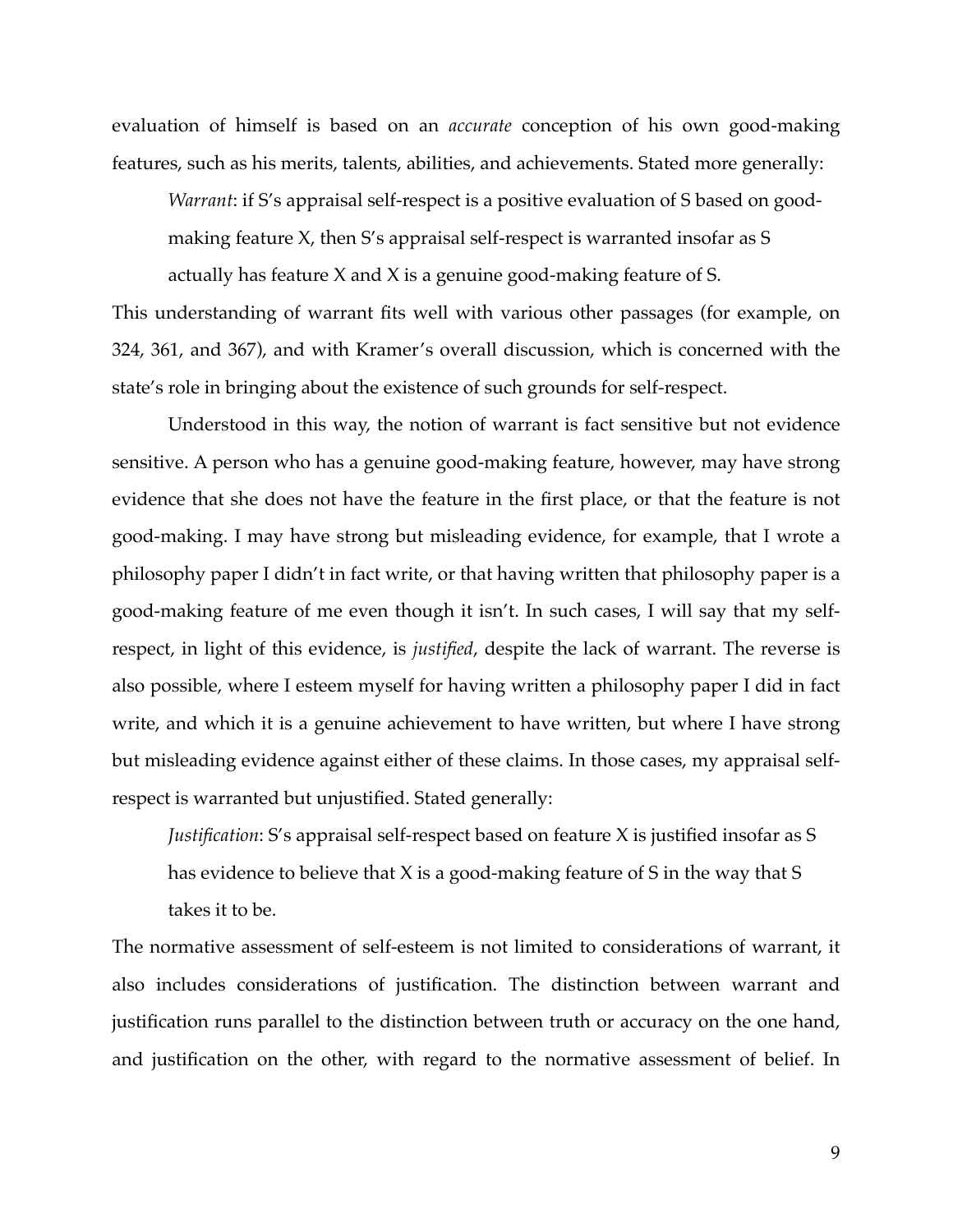evaluation of himself is based on an *accurate* conception of his own good-making features, such as his merits, talents, abilities, and achievements. Stated more generally:

> *Warrant*: if S's appraisal self-respect is a positive evaluation of S based on good-making feature X, then S's appraisal self-respect is warranted insofar as S actually has feature X and X is a genuine good-making feature of S.

This understanding of warrant fits well with various other passages (for example, on 324, 361, and 367), and with Kramer's overall discussion, which is concerned with the state's role in bringing about the existence of such grounds for self-respect.

Understood in this way, the notion of warrant is fact sensitive but not evidence sensitive. A person who has a genuine good-making feature, however, may have strong evidence that she does not have the feature in the first place, or that the feature is not good-making. I may have strong but misleading evidence, for example, that I wrote a philosophy paper I didn't in fact write, or that having written that philosophy paper is a good-making feature of me even though it isn't. In such cases, I will say that my self-respect, in light of this evidence, is *justified*, despite the lack of warrant. The reverse is also possible, where I esteem myself for having written a philosophy paper I did in fact write, and which it is a genuine achievement to have written, but where I have strong but misleading evidence against either of these claims. In those cases, my appraisal self-respect is warranted but unjustified. Stated generally:

> *Justification*: S's appraisal self-respect based on feature X is justified insofar as S has evidence to believe that X is a good-making feature of S in the way that S takes it to be.

The normative assessment of self-esteem is not limited to considerations of warrant, it also includes considerations of justification. The distinction between warrant and justification runs parallel to the distinction between truth or accuracy on the one hand, and justification on the other, with regard to the normative assessment of belief. In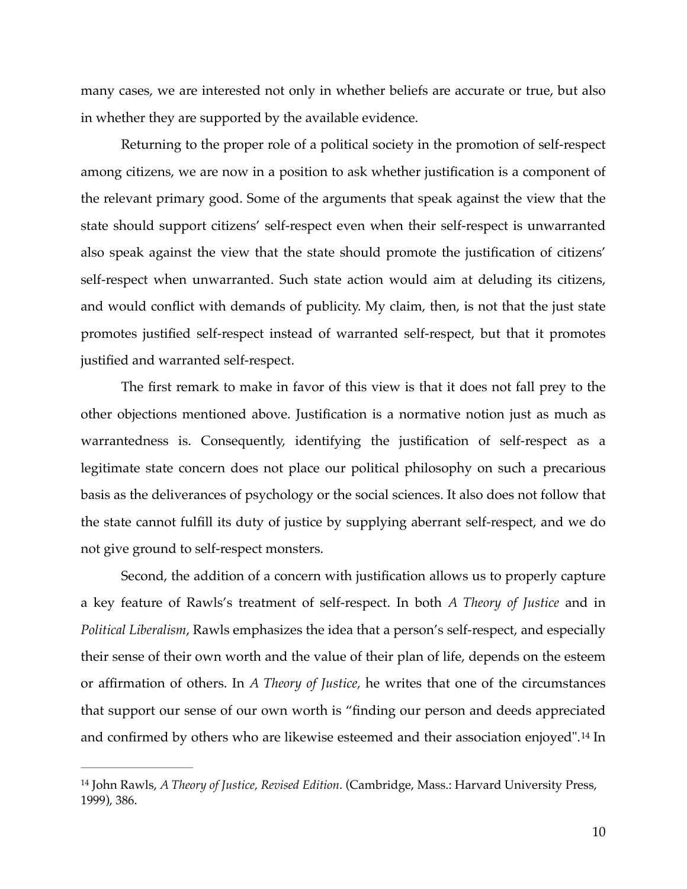many cases, we are interested not only in whether beliefs are accurate or true, but also in whether they are supported by the available evidence.

Returning to the proper role of a political society in the promotion of self-respect among citizens, we are now in a position to ask whether justification is a component of the relevant primary good. Some of the arguments that speak against the view that the state should support citizens' self-respect even when their self-respect is unwarranted also speak against the view that the state should promote the justification of citizens' self-respect when unwarranted. Such state action would aim at deluding its citizens, and would conflict with demands of publicity. My claim, then, is not that the just state promotes justified self-respect instead of warranted self-respect, but that it promotes justified and warranted self-respect.

The first remark to make in favor of this view is that it does not fall prey to the other objections mentioned above. Justification is a normative notion just as much as warrantedness is. Consequently, identifying the justification of self-respect as a legitimate state concern does not place our political philosophy on such a precarious basis as the deliverances of psychology or the social sciences. It also does not follow that the state cannot fulfill its duty of justice by supplying aberrant self-respect, and we do not give ground to self-respect monsters.

Second, the addition of a concern with justification allows us to properly capture a key feature of Rawls's treatment of self-respect. In both *A Theory of Justice* and in *Political Liberalism*, Rawls emphasizes the idea that a person's self-respect, and especially their sense of their own worth and the value of their plan of life, depends on the esteem or affirmation of others. In *A Theory of Justice,* he writes that one of the circumstances that support our sense of our own worth is "finding our person and deeds appreciated and confirmed by others who are likewise esteemed and their association enjoyed".[14] In

---

[14] John Rawls, *A Theory of Justice, Revised Edition*. (Cambridge, Mass.: Harvard University Press, 1999), 386.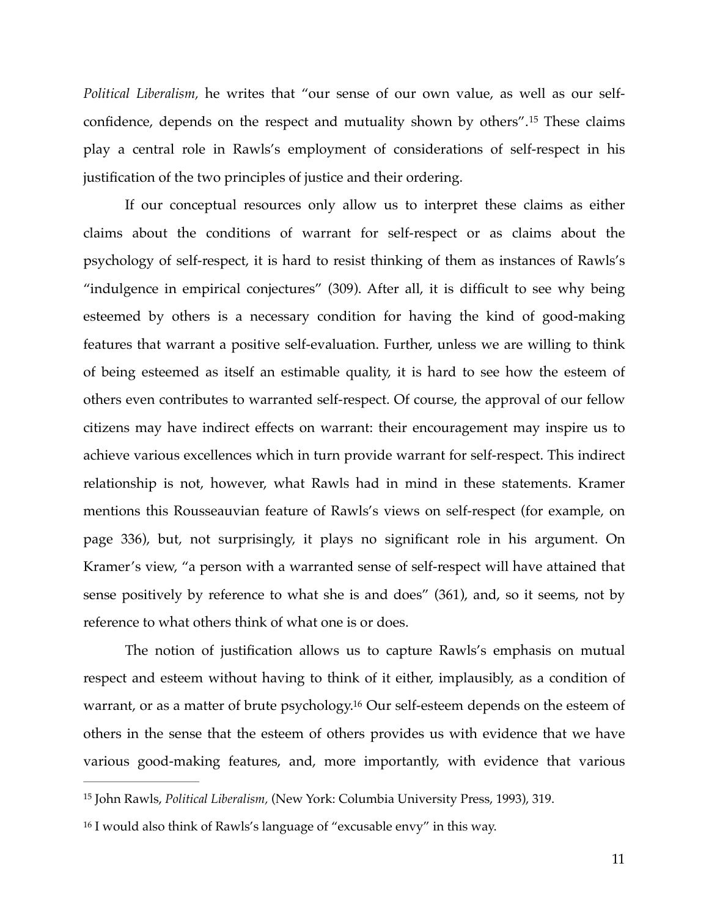*Political Liberalism,* he writes that "our sense of our own value, as well as our self-confidence, depends on the respect and mutuality shown by others".[15] These claims play a central role in Rawls's employment of considerations of self-respect in his justification of the two principles of justice and their ordering.

If our conceptual resources only allow us to interpret these claims as either claims about the conditions of warrant for self-respect or as claims about the psychology of self-respect, it is hard to resist thinking of them as instances of Rawls's "indulgence in empirical conjectures" (309). After all, it is difficult to see why being esteemed by others is a necessary condition for having the kind of good-making features that warrant a positive self-evaluation. Further, unless we are willing to think of being esteemed as itself an estimable quality, it is hard to see how the esteem of others even contributes to warranted self-respect. Of course, the approval of our fellow citizens may have indirect effects on warrant: their encouragement may inspire us to achieve various excellences which in turn provide warrant for self-respect. This indirect relationship is not, however, what Rawls had in mind in these statements. Kramer mentions this Rousseauvian feature of Rawls's views on self-respect (for example, on page 336), but, not surprisingly, it plays no significant role in his argument. On Kramer's view, "a person with a warranted sense of self-respect will have attained that sense positively by reference to what she is and does" (361), and, so it seems, not by reference to what others think of what one is or does.

The notion of justification allows us to capture Rawls's emphasis on mutual respect and esteem without having to think of it either, implausibly, as a condition of warrant, or as a matter of brute psychology.[16] Our self-esteem depends on the esteem of others in the sense that the esteem of others provides us with evidence that we have various good-making features, and, more importantly, with evidence that various

---

[15] John Rawls, *Political Liberalism,* (New York: Columbia University Press, 1993), 319.

[16] I would also think of Rawls's language of "excusable envy" in this way.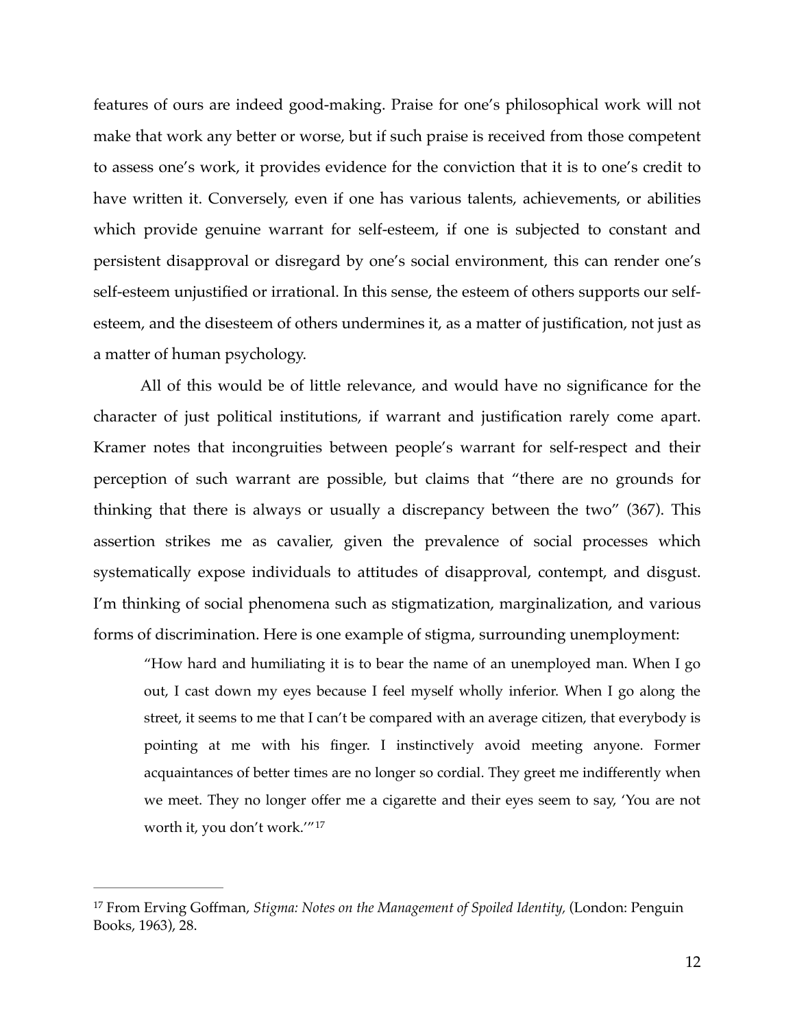features of ours are indeed good-making. Praise for one's philosophical work will not make that work any better or worse, but if such praise is received from those competent to assess one's work, it provides evidence for the conviction that it is to one's credit to have written it. Conversely, even if one has various talents, achievements, or abilities which provide genuine warrant for self-esteem, if one is subjected to constant and persistent disapproval or disregard by one's social environment, this can render one's self-esteem unjustified or irrational. In this sense, the esteem of others supports our self-esteem, and the disesteem of others undermines it, as a matter of justification, not just as a matter of human psychology.

All of this would be of little relevance, and would have no significance for the character of just political institutions, if warrant and justification rarely come apart. Kramer notes that incongruities between people's warrant for self-respect and their perception of such warrant are possible, but claims that "there are no grounds for thinking that there is always or usually a discrepancy between the two" (367). This assertion strikes me as cavalier, given the prevalence of social processes which systematically expose individuals to attitudes of disapproval, contempt, and disgust. I'm thinking of social phenomena such as stigmatization, marginalization, and various forms of discrimination. Here is one example of stigma, surrounding unemployment:

> "How hard and humiliating it is to bear the name of an unemployed man. When I go out, I cast down my eyes because I feel myself wholly inferior. When I go along the street, it seems to me that I can't be compared with an average citizen, that everybody is pointing at me with his finger. I instinctively avoid meeting anyone. Former acquaintances of better times are no longer so cordial. They greet me indifferently when we meet. They no longer offer me a cigarette and their eyes seem to say, 'You are not worth it, you don't work.'"[17]

---

[17] From Erving Goffman, *Stigma: Notes on the Management of Spoiled Identity*, (London: Penguin Books, 1963), 28.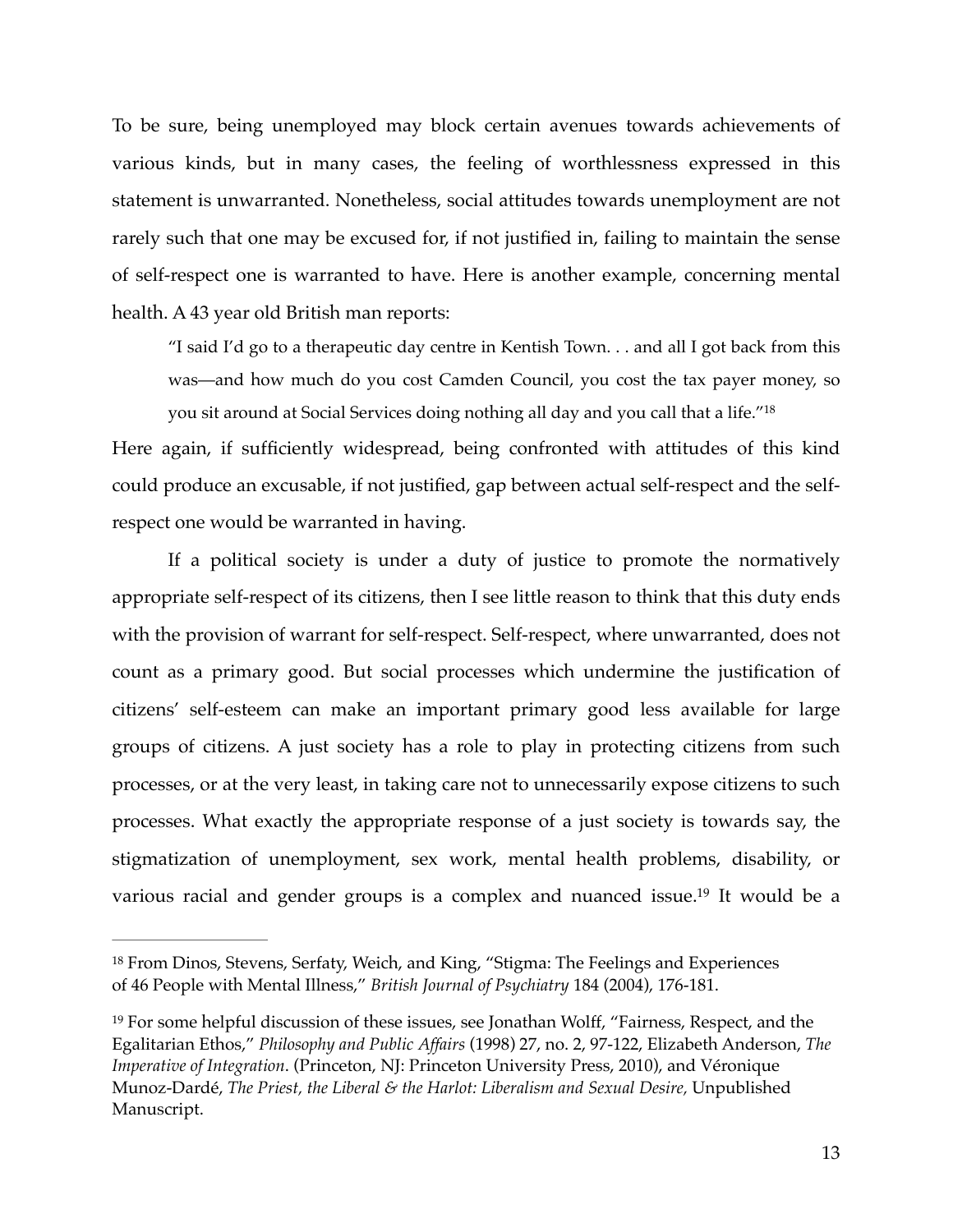To be sure, being unemployed may block certain avenues towards achievements of various kinds, but in many cases, the feeling of worthlessness expressed in this statement is unwarranted. Nonetheless, social attitudes towards unemployment are not rarely such that one may be excused for, if not justified in, failing to maintain the sense of self-respect one is warranted to have. Here is another example, concerning mental health. A 43 year old British man reports:

> "I said I'd go to a therapeutic day centre in Kentish Town. . . and all I got back from this was—and how much do you cost Camden Council, you cost the tax payer money, so you sit around at Social Services doing nothing all day and you call that a life."[18]

Here again, if sufficiently widespread, being confronted with attitudes of this kind could produce an excusable, if not justified, gap between actual self-respect and the self-respect one would be warranted in having.

If a political society is under a duty of justice to promote the normatively appropriate self-respect of its citizens, then I see little reason to think that this duty ends with the provision of warrant for self-respect. Self-respect, where unwarranted, does not count as a primary good. But social processes which undermine the justification of citizens' self-esteem can make an important primary good less available for large groups of citizens. A just society has a role to play in protecting citizens from such processes, or at the very least, in taking care not to unnecessarily expose citizens to such processes. What exactly the appropriate response of a just society is towards say, the stigmatization of unemployment, sex work, mental health problems, disability, or various racial and gender groups is a complex and nuanced issue.[19] It would be a

---

[18] From Dinos, Stevens, Serfaty, Weich, and King, "Stigma: The Feelings and Experiences of 46 People with Mental Illness," *British Journal of Psychiatry* 184 (2004), 176-181.

[19] For some helpful discussion of these issues, see Jonathan Wolff, "Fairness, Respect, and the Egalitarian Ethos," *Philosophy and Public Affairs* (1998) 27, no. 2, 97-122, Elizabeth Anderson, *The Imperative of Integration*. (Princeton, NJ: Princeton University Press, 2010), and Véronique Munoz-Dardé, *The Priest, the Liberal & the Harlot: Liberalism and Sexual Desire,* Unpublished Manuscript.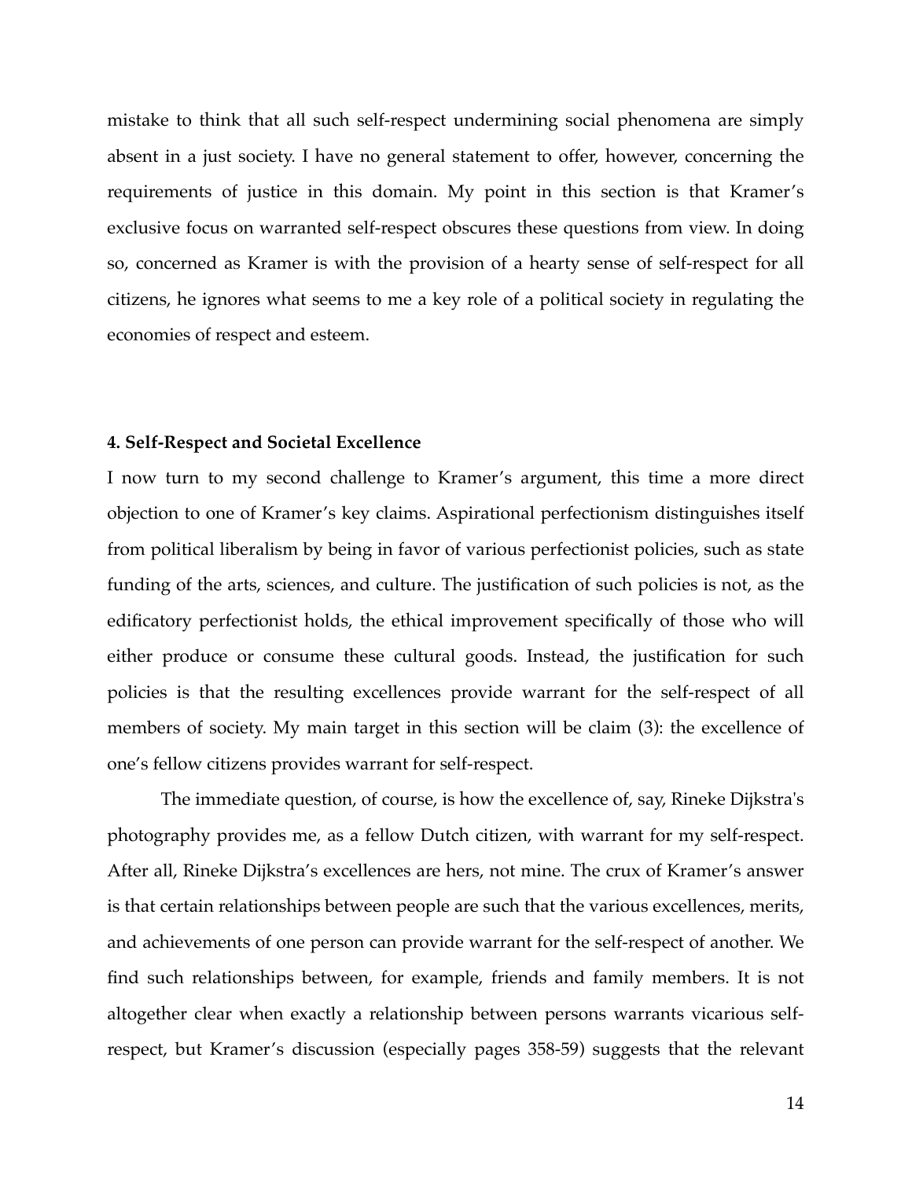mistake to think that all such self-respect undermining social phenomena are simply absent in a just society. I have no general statement to offer, however, concerning the requirements of justice in this domain. My point in this section is that Kramer's exclusive focus on warranted self-respect obscures these questions from view. In doing so, concerned as Kramer is with the provision of a hearty sense of self-respect for all citizens, he ignores what seems to me a key role of a political society in regulating the economies of respect and esteem.

**4. Self-Respect and Societal Excellence**

I now turn to my second challenge to Kramer's argument, this time a more direct objection to one of Kramer's key claims. Aspirational perfectionism distinguishes itself from political liberalism by being in favor of various perfectionist policies, such as state funding of the arts, sciences, and culture. The justification of such policies is not, as the edificatory perfectionist holds, the ethical improvement specifically of those who will either produce or consume these cultural goods. Instead, the justification for such policies is that the resulting excellences provide warrant for the self-respect of all members of society. My main target in this section will be claim (3): the excellence of one's fellow citizens provides warrant for self-respect.

The immediate question, of course, is how the excellence of, say, Rineke Dijkstra's photography provides me, as a fellow Dutch citizen, with warrant for my self-respect. After all, Rineke Dijkstra's excellences are hers, not mine. The crux of Kramer's answer is that certain relationships between people are such that the various excellences, merits, and achievements of one person can provide warrant for the self-respect of another. We find such relationships between, for example, friends and family members. It is not altogether clear when exactly a relationship between persons warrants vicarious self-respect, but Kramer's discussion (especially pages 358-59) suggests that the relevant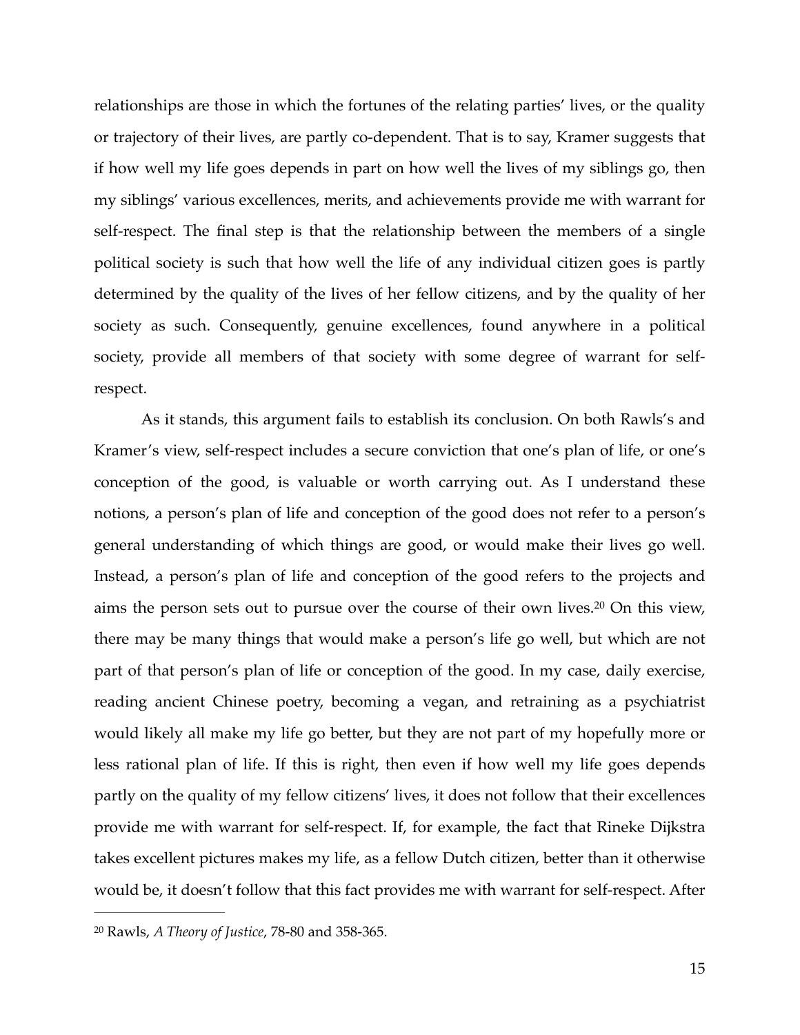relationships are those in which the fortunes of the relating parties' lives, or the quality or trajectory of their lives, are partly co-dependent. That is to say, Kramer suggests that if how well my life goes depends in part on how well the lives of my siblings go, then my siblings' various excellences, merits, and achievements provide me with warrant for self-respect. The final step is that the relationship between the members of a single political society is such that how well the life of any individual citizen goes is partly determined by the quality of the lives of her fellow citizens, and by the quality of her society as such. Consequently, genuine excellences, found anywhere in a political society, provide all members of that society with some degree of warrant for self-respect.

As it stands, this argument fails to establish its conclusion. On both Rawls's and Kramer's view, self-respect includes a secure conviction that one's plan of life, or one's conception of the good, is valuable or worth carrying out. As I understand these notions, a person's plan of life and conception of the good does not refer to a person's general understanding of which things are good, or would make their lives go well. Instead, a person's plan of life and conception of the good refers to the projects and aims the person sets out to pursue over the course of their own lives.[20] On this view, there may be many things that would make a person's life go well, but which are not part of that person's plan of life or conception of the good. In my case, daily exercise, reading ancient Chinese poetry, becoming a vegan, and retraining as a psychiatrist would likely all make my life go better, but they are not part of my hopefully more or less rational plan of life. If this is right, then even if how well my life goes depends partly on the quality of my fellow citizens' lives, it does not follow that their excellences provide me with warrant for self-respect. If, for example, the fact that Rineke Dijkstra takes excellent pictures makes my life, as a fellow Dutch citizen, better than it otherwise would be, it doesn't follow that this fact provides me with warrant for self-respect. After

[20] Rawls, *A Theory of Justice*, 78-80 and 358-365.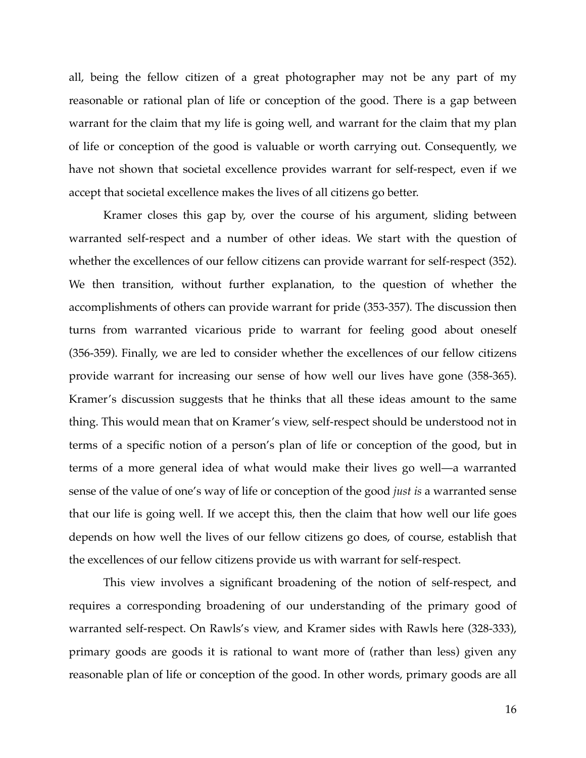all, being the fellow citizen of a great photographer may not be any part of my reasonable or rational plan of life or conception of the good. There is a gap between warrant for the claim that my life is going well, and warrant for the claim that my plan of life or conception of the good is valuable or worth carrying out. Consequently, we have not shown that societal excellence provides warrant for self-respect, even if we accept that societal excellence makes the lives of all citizens go better.

Kramer closes this gap by, over the course of his argument, sliding between warranted self-respect and a number of other ideas. We start with the question of whether the excellences of our fellow citizens can provide warrant for self-respect (352). We then transition, without further explanation, to the question of whether the accomplishments of others can provide warrant for pride (353-357). The discussion then turns from warranted vicarious pride to warrant for feeling good about oneself (356-359). Finally, we are led to consider whether the excellences of our fellow citizens provide warrant for increasing our sense of how well our lives have gone (358-365). Kramer's discussion suggests that he thinks that all these ideas amount to the same thing. This would mean that on Kramer's view, self-respect should be understood not in terms of a specific notion of a person's plan of life or conception of the good, but in terms of a more general idea of what would make their lives go well—a warranted sense of the value of one's way of life or conception of the good *just is* a warranted sense that our life is going well. If we accept this, then the claim that how well our life goes depends on how well the lives of our fellow citizens go does, of course, establish that the excellences of our fellow citizens provide us with warrant for self-respect.

This view involves a significant broadening of the notion of self-respect, and requires a corresponding broadening of our understanding of the primary good of warranted self-respect. On Rawls's view, and Kramer sides with Rawls here (328-333), primary goods are goods it is rational to want more of (rather than less) given any reasonable plan of life or conception of the good. In other words, primary goods are all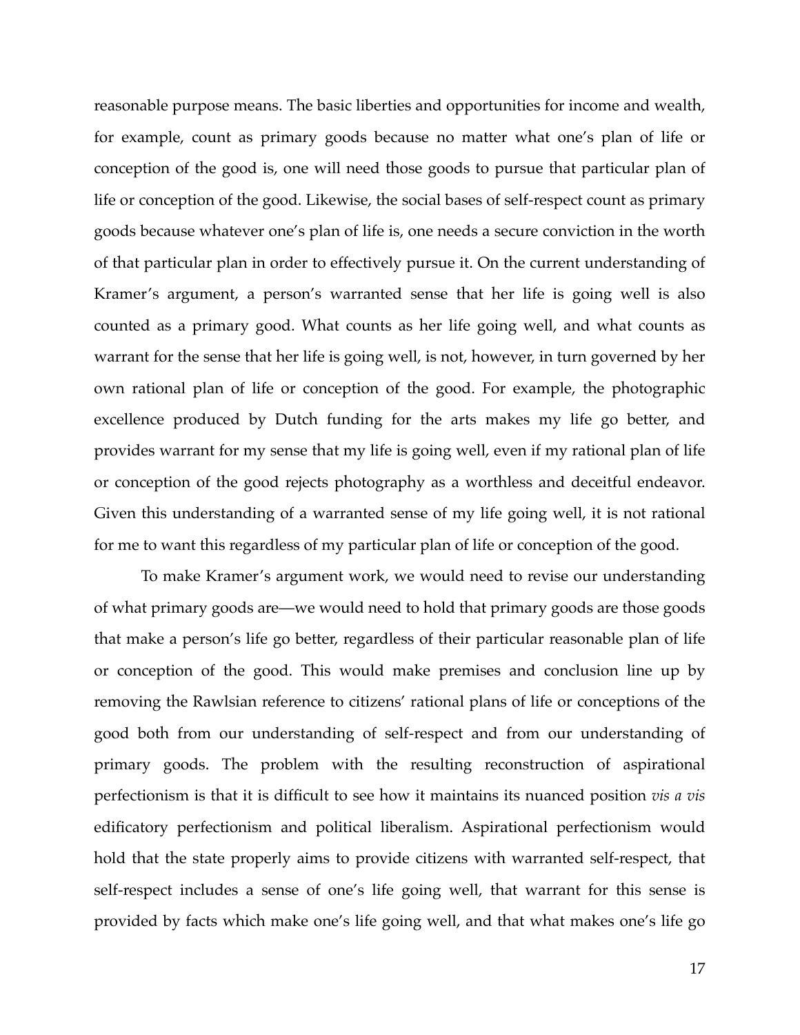reasonable purpose means. The basic liberties and opportunities for income and wealth, for example, count as primary goods because no matter what one's plan of life or conception of the good is, one will need those goods to pursue that particular plan of life or conception of the good. Likewise, the social bases of self-respect count as primary goods because whatever one's plan of life is, one needs a secure conviction in the worth of that particular plan in order to effectively pursue it. On the current understanding of Kramer's argument, a person's warranted sense that her life is going well is also counted as a primary good. What counts as her life going well, and what counts as warrant for the sense that her life is going well, is not, however, in turn governed by her own rational plan of life or conception of the good. For example, the photographic excellence produced by Dutch funding for the arts makes my life go better, and provides warrant for my sense that my life is going well, even if my rational plan of life or conception of the good rejects photography as a worthless and deceitful endeavor. Given this understanding of a warranted sense of my life going well, it is not rational for me to want this regardless of my particular plan of life or conception of the good.

To make Kramer's argument work, we would need to revise our understanding of what primary goods are—we would need to hold that primary goods are those goods that make a person's life go better, regardless of their particular reasonable plan of life or conception of the good. This would make premises and conclusion line up by removing the Rawlsian reference to citizens' rational plans of life or conceptions of the good both from our understanding of self-respect and from our understanding of primary goods. The problem with the resulting reconstruction of aspirational perfectionism is that it is difficult to see how it maintains its nuanced position *vis a vis* edificatory perfectionism and political liberalism. Aspirational perfectionism would hold that the state properly aims to provide citizens with warranted self-respect, that self-respect includes a sense of one's life going well, that warrant for this sense is provided by facts which make one's life going well, and that what makes one's life go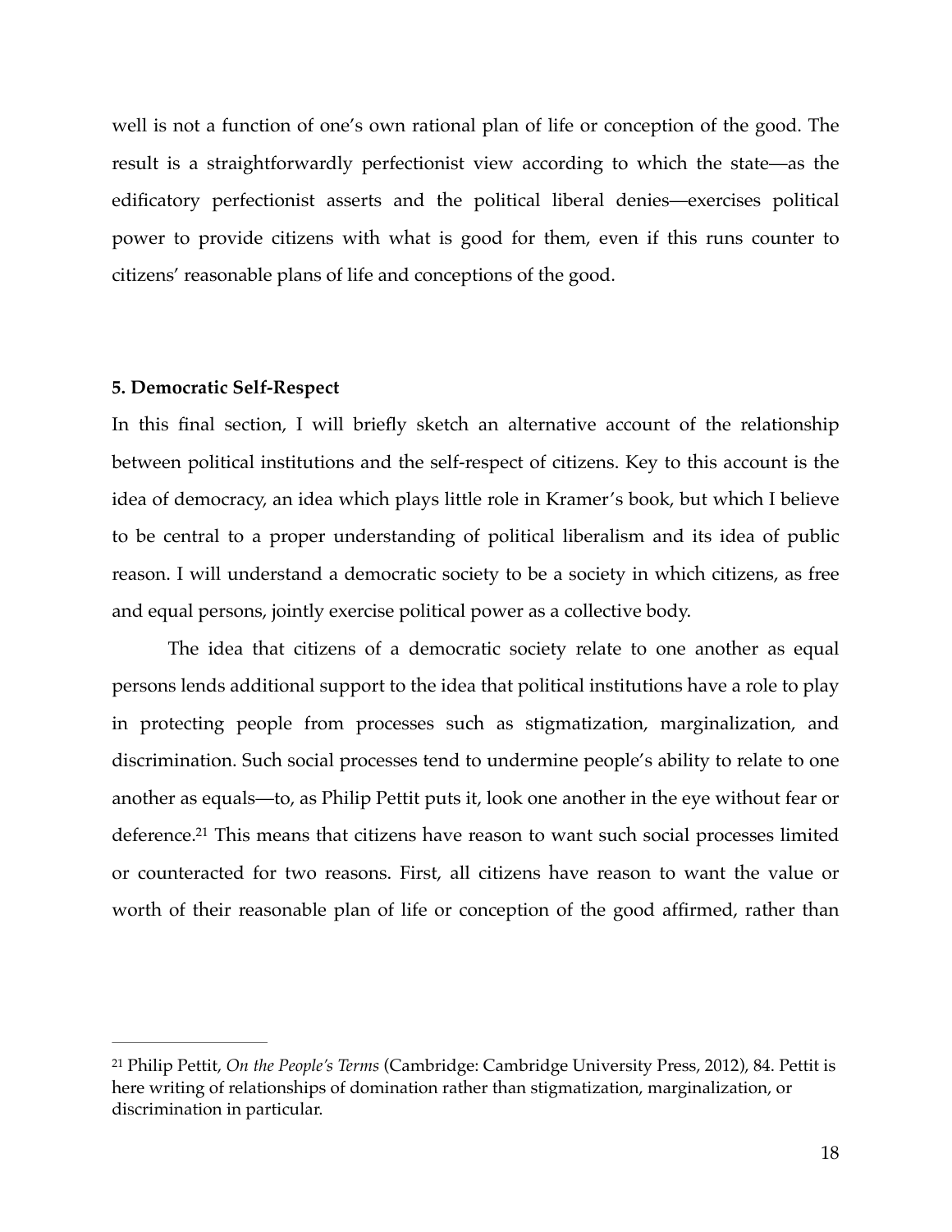well is not a function of one's own rational plan of life or conception of the good. The result is a straightforwardly perfectionist view according to which the state—as the edificatory perfectionist asserts and the political liberal denies—exercises political power to provide citizens with what is good for them, even if this runs counter to citizens' reasonable plans of life and conceptions of the good.

## 5. Democratic Self-Respect

In this final section, I will briefly sketch an alternative account of the relationship between political institutions and the self-respect of citizens. Key to this account is the idea of democracy, an idea which plays little role in Kramer's book, but which I believe to be central to a proper understanding of political liberalism and its idea of public reason. I will understand a democratic society to be a society in which citizens, as free and equal persons, jointly exercise political power as a collective body.

The idea that citizens of a democratic society relate to one another as equal persons lends additional support to the idea that political institutions have a role to play in protecting people from processes such as stigmatization, marginalization, and discrimination. Such social processes tend to undermine people's ability to relate to one another as equals—to, as Philip Pettit puts it, look one another in the eye without fear or deference.[21] This means that citizens have reason to want such social processes limited or counteracted for two reasons. First, all citizens have reason to want the value or worth of their reasonable plan of life or conception of the good affirmed, rather than

---

[21] Philip Pettit, *On the People's Terms* (Cambridge: Cambridge University Press, 2012), 84. Pettit is here writing of relationships of domination rather than stigmatization, marginalization, or discrimination in particular.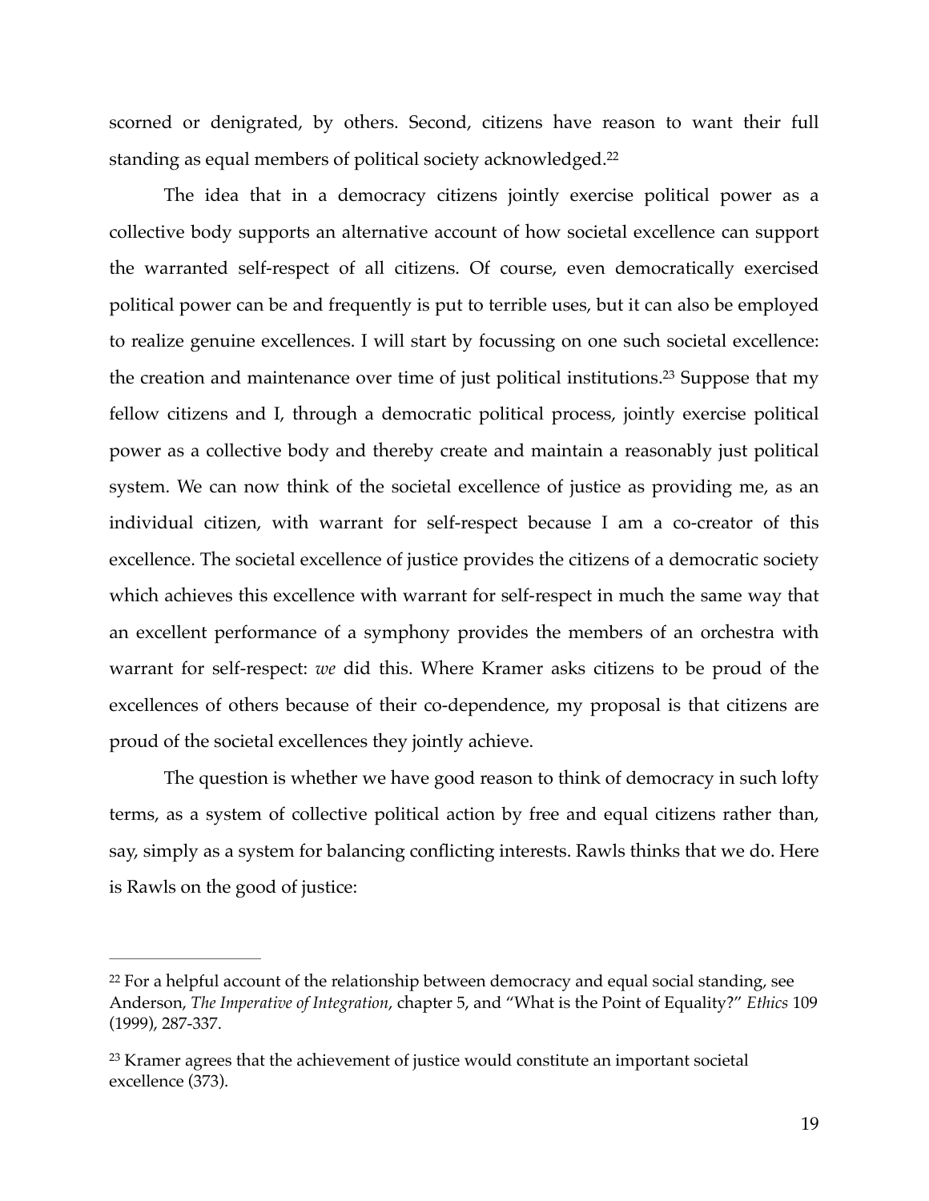scorned or denigrated, by others. Second, citizens have reason to want their full standing as equal members of political society acknowledged.[22]

The idea that in a democracy citizens jointly exercise political power as a collective body supports an alternative account of how societal excellence can support the warranted self-respect of all citizens. Of course, even democratically exercised political power can be and frequently is put to terrible uses, but it can also be employed to realize genuine excellences. I will start by focussing on one such societal excellence: the creation and maintenance over time of just political institutions.[23] Suppose that my fellow citizens and I, through a democratic political process, jointly exercise political power as a collective body and thereby create and maintain a reasonably just political system. We can now think of the societal excellence of justice as providing me, as an individual citizen, with warrant for self-respect because I am a co-creator of this excellence. The societal excellence of justice provides the citizens of a democratic society which achieves this excellence with warrant for self-respect in much the same way that an excellent performance of a symphony provides the members of an orchestra with warrant for self-respect: *we* did this. Where Kramer asks citizens to be proud of the excellences of others because of their co-dependence, my proposal is that citizens are proud of the societal excellences they jointly achieve.

The question is whether we have good reason to think of democracy in such lofty terms, as a system of collective political action by free and equal citizens rather than, say, simply as a system for balancing conflicting interests. Rawls thinks that we do. Here is Rawls on the good of justice:

---

[22] For a helpful account of the relationship between democracy and equal social standing, see Anderson, *The Imperative of Integration*, chapter 5, and "What is the Point of Equality?" *Ethics* 109 (1999), 287-337.

[23] Kramer agrees that the achievement of justice would constitute an important societal excellence (373).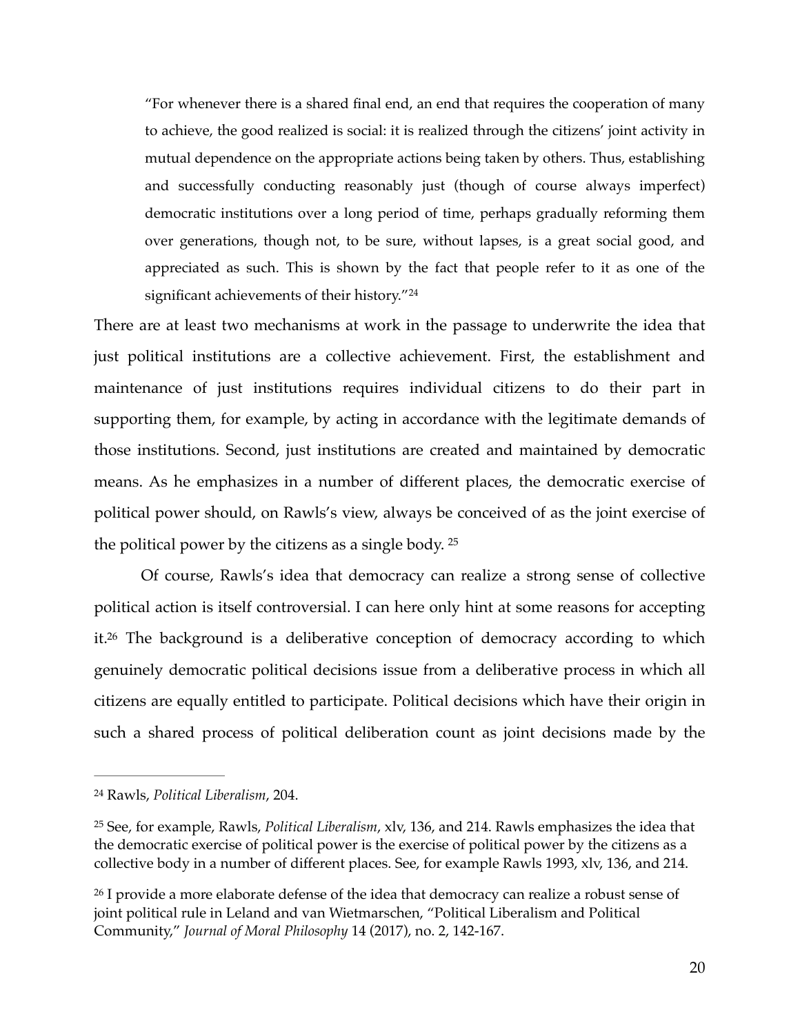> "For whenever there is a shared final end, an end that requires the cooperation of many to achieve, the good realized is social: it is realized through the citizens' joint activity in mutual dependence on the appropriate actions being taken by others. Thus, establishing and successfully conducting reasonably just (though of course always imperfect) democratic institutions over a long period of time, perhaps gradually reforming them over generations, though not, to be sure, without lapses, is a great social good, and appreciated as such. This is shown by the fact that people refer to it as one of the significant achievements of their history."[24]

There are at least two mechanisms at work in the passage to underwrite the idea that just political institutions are a collective achievement. First, the establishment and maintenance of just institutions requires individual citizens to do their part in supporting them, for example, by acting in accordance with the legitimate demands of those institutions. Second, just institutions are created and maintained by democratic means. As he emphasizes in a number of different places, the democratic exercise of political power should, on Rawls's view, always be conceived of as the joint exercise of the political power by the citizens as a single body. [25]

Of course, Rawls's idea that democracy can realize a strong sense of collective political action is itself controversial. I can here only hint at some reasons for accepting it.[26] The background is a deliberative conception of democracy according to which genuinely democratic political decisions issue from a deliberative process in which all citizens are equally entitled to participate. Political decisions which have their origin in such a shared process of political deliberation count as joint decisions made by the

---

[24] Rawls, *Political Liberalism*, 204.

[25] See, for example, Rawls, *Political Liberalism*, xlv, 136, and 214. Rawls emphasizes the idea that the democratic exercise of political power is the exercise of political power by the citizens as a collective body in a number of different places. See, for example Rawls 1993, xlv, 136, and 214.

[26] I provide a more elaborate defense of the idea that democracy can realize a robust sense of joint political rule in Leland and van Wietmarschen, "Political Liberalism and Political Community," *Journal of Moral Philosophy* 14 (2017), no. 2, 142-167.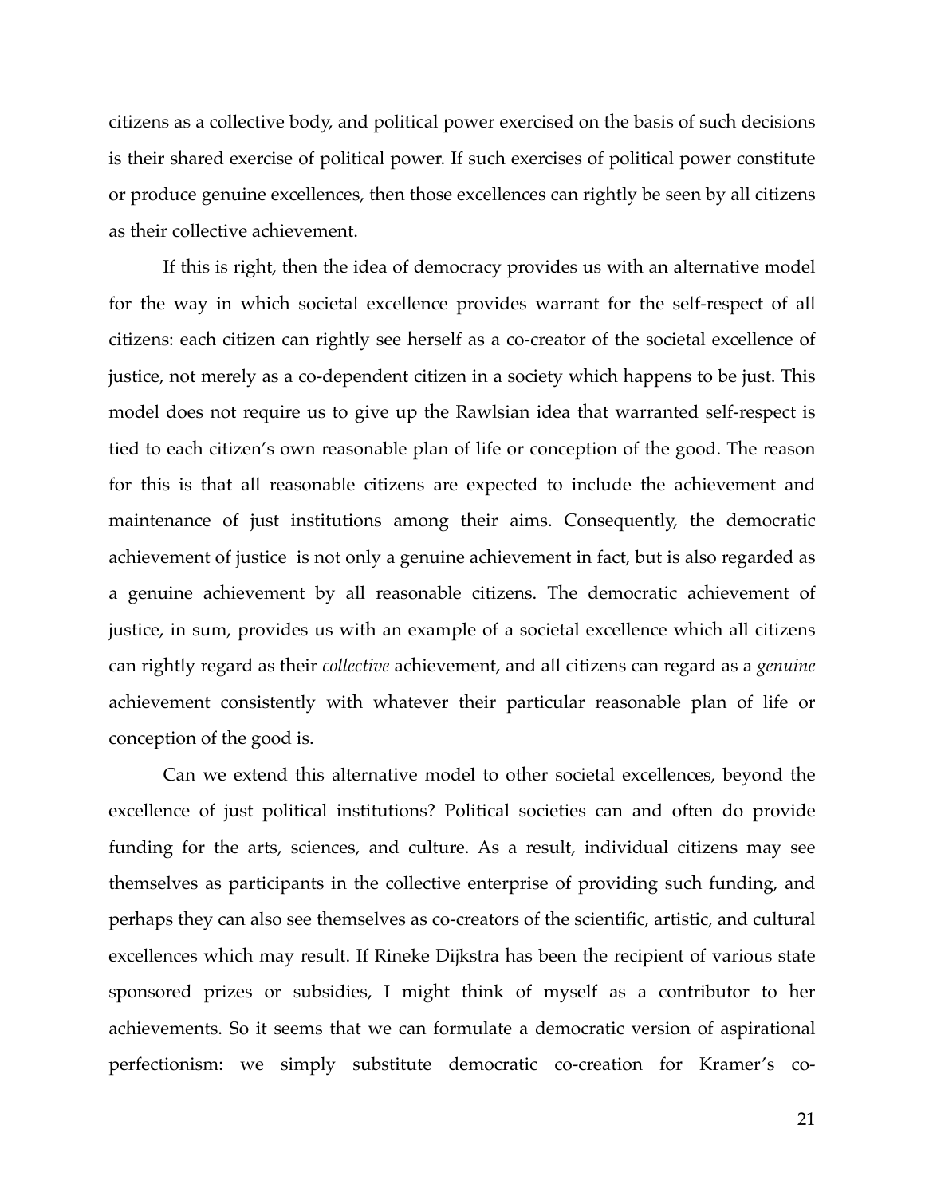citizens as a collective body, and political power exercised on the basis of such decisions is their shared exercise of political power. If such exercises of political power constitute or produce genuine excellences, then those excellences can rightly be seen by all citizens as their collective achievement.

If this is right, then the idea of democracy provides us with an alternative model for the way in which societal excellence provides warrant for the self-respect of all citizens: each citizen can rightly see herself as a co-creator of the societal excellence of justice, not merely as a co-dependent citizen in a society which happens to be just. This model does not require us to give up the Rawlsian idea that warranted self-respect is tied to each citizen's own reasonable plan of life or conception of the good. The reason for this is that all reasonable citizens are expected to include the achievement and maintenance of just institutions among their aims. Consequently, the democratic achievement of justice is not only a genuine achievement in fact, but is also regarded as a genuine achievement by all reasonable citizens. The democratic achievement of justice, in sum, provides us with an example of a societal excellence which all citizens can rightly regard as their *collective* achievement, and all citizens can regard as a *genuine* achievement consistently with whatever their particular reasonable plan of life or conception of the good is.

Can we extend this alternative model to other societal excellences, beyond the excellence of just political institutions? Political societies can and often do provide funding for the arts, sciences, and culture. As a result, individual citizens may see themselves as participants in the collective enterprise of providing such funding, and perhaps they can also see themselves as co-creators of the scientific, artistic, and cultural excellences which may result. If Rineke Dijkstra has been the recipient of various state sponsored prizes or subsidies, I might think of myself as a contributor to her achievements. So it seems that we can formulate a democratic version of aspirational perfectionism: we simply substitute democratic co-creation for Kramer's co-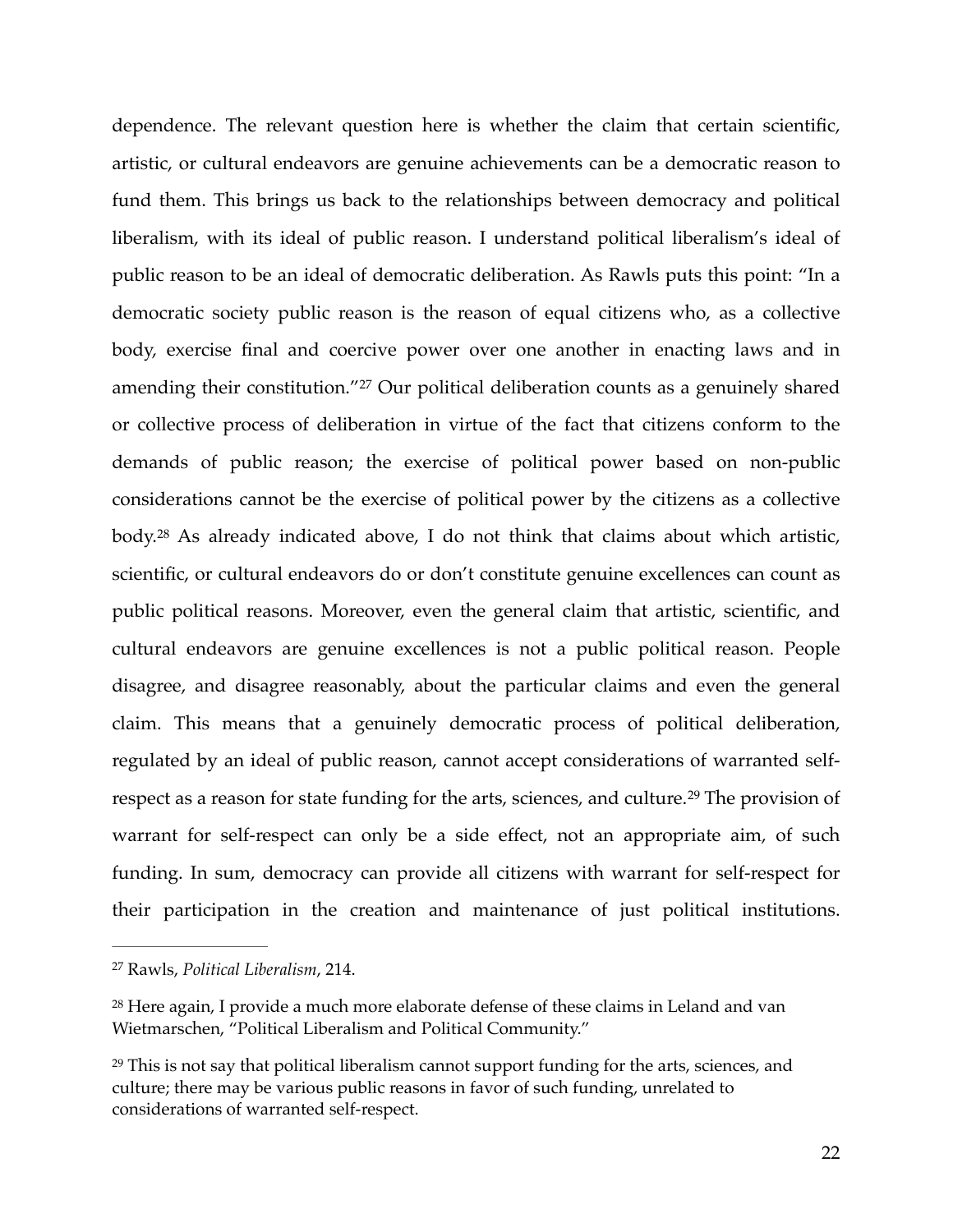dependence. The relevant question here is whether the claim that certain scientific, artistic, or cultural endeavors are genuine achievements can be a democratic reason to fund them. This brings us back to the relationships between democracy and political liberalism, with its ideal of public reason. I understand political liberalism's ideal of public reason to be an ideal of democratic deliberation. As Rawls puts this point: "In a democratic society public reason is the reason of equal citizens who, as a collective body, exercise final and coercive power over one another in enacting laws and in amending their constitution."[27] Our political deliberation counts as a genuinely shared or collective process of deliberation in virtue of the fact that citizens conform to the demands of public reason; the exercise of political power based on non-public considerations cannot be the exercise of political power by the citizens as a collective body.[28] As already indicated above, I do not think that claims about which artistic, scientific, or cultural endeavors do or don't constitute genuine excellences can count as public political reasons. Moreover, even the general claim that artistic, scientific, and cultural endeavors are genuine excellences is not a public political reason. People disagree, and disagree reasonably, about the particular claims and even the general claim. This means that a genuinely democratic process of political deliberation, regulated by an ideal of public reason, cannot accept considerations of warranted self-respect as a reason for state funding for the arts, sciences, and culture.[29] The provision of warrant for self-respect can only be a side effect, not an appropriate aim, of such funding. In sum, democracy can provide all citizens with warrant for self-respect for their participation in the creation and maintenance of just political institutions.

[27] Rawls, *Political Liberalism*, 214.

[28] Here again, I provide a much more elaborate defense of these claims in Leland and van Wietmarschen, "Political Liberalism and Political Community."

[29] This is not say that political liberalism cannot support funding for the arts, sciences, and culture; there may be various public reasons in favor of such funding, unrelated to considerations of warranted self-respect.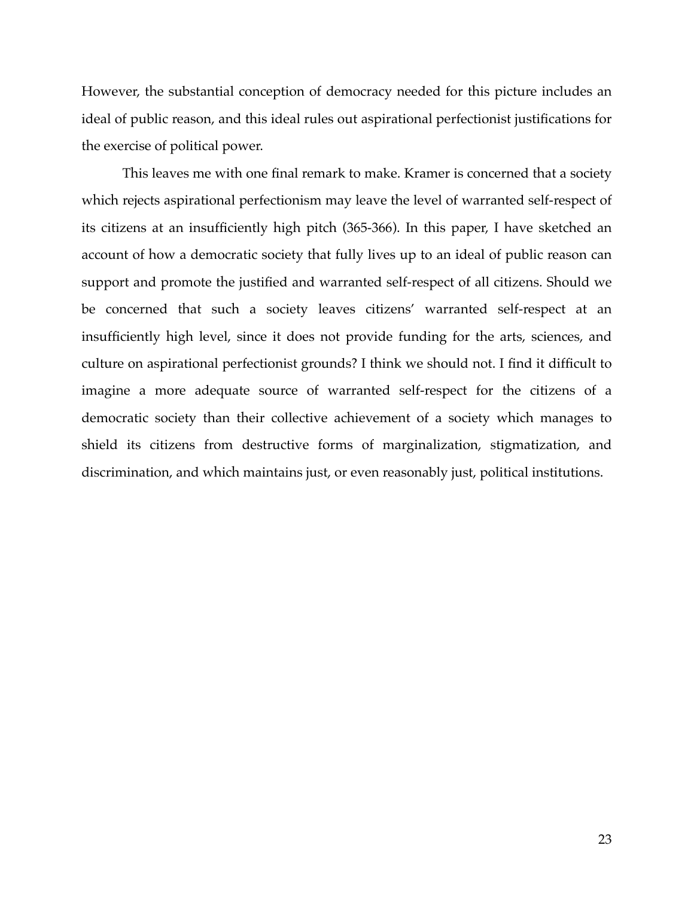However, the substantial conception of democracy needed for this picture includes an ideal of public reason, and this ideal rules out aspirational perfectionist justifications for the exercise of political power.

This leaves me with one final remark to make. Kramer is concerned that a society which rejects aspirational perfectionism may leave the level of warranted self-respect of its citizens at an insufficiently high pitch (365-366). In this paper, I have sketched an account of how a democratic society that fully lives up to an ideal of public reason can support and promote the justified and warranted self-respect of all citizens. Should we be concerned that such a society leaves citizens' warranted self-respect at an insufficiently high level, since it does not provide funding for the arts, sciences, and culture on aspirational perfectionist grounds? I think we should not. I find it difficult to imagine a more adequate source of warranted self-respect for the citizens of a democratic society than their collective achievement of a society which manages to shield its citizens from destructive forms of marginalization, stigmatization, and discrimination, and which maintains just, or even reasonably just, political institutions.